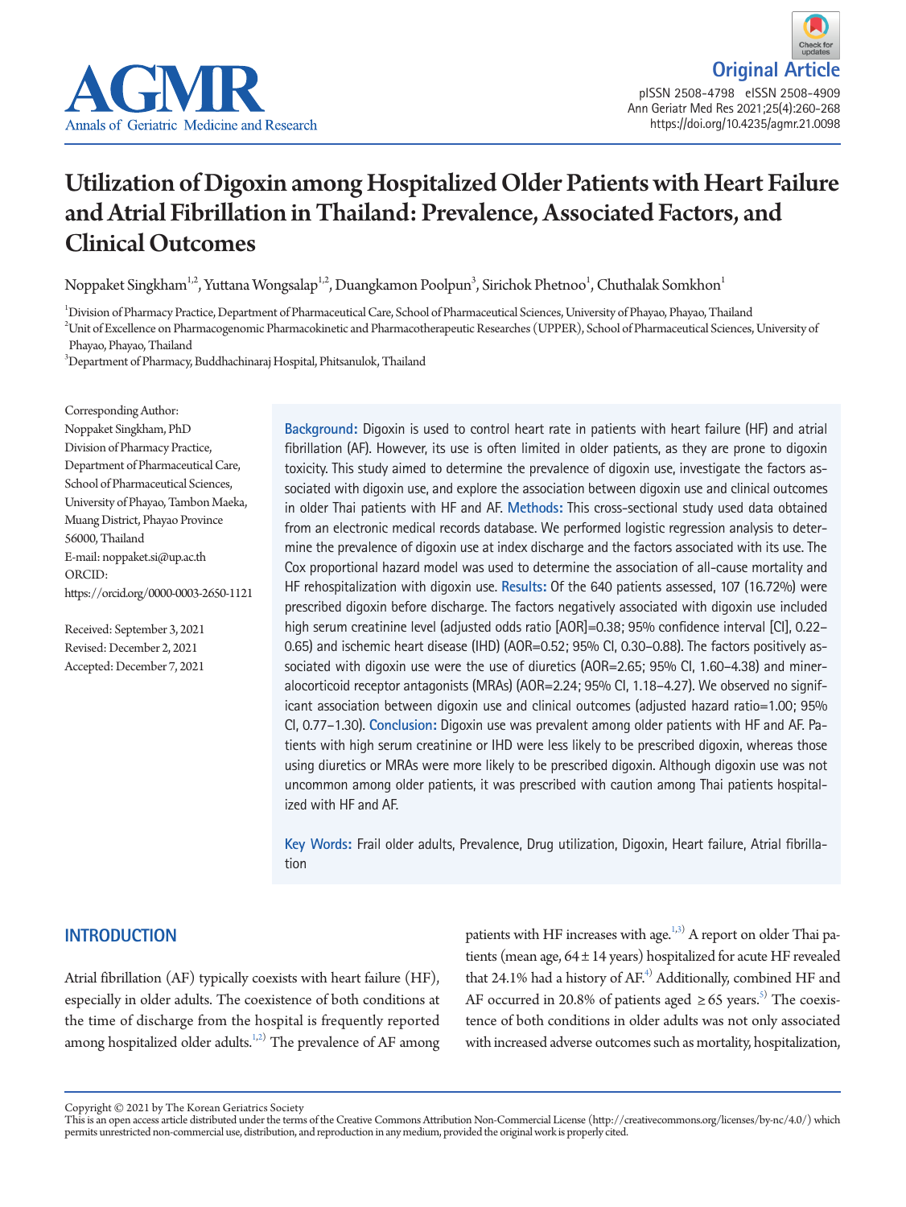Original Article

# Utilization of Digoxin among Hospitalized Older Patients with Heart Failure and Atrial Fibrillation in Thailand: Prevalence, Associated Factors, and Clinical Outcomes

Noppaket Singkham[1,2], Yuttana Wongsalap[1,2], Duangkamon Poolpun[3], Sirichok Phetnoo[1], Chuthalak Somkhon[1]

[1]Division of Pharmacy Practice, Department of Pharmaceutical Care, School of Pharmaceutical Sciences, University of Phayao, Phayao, Thailand
[2]Unit of Excellence on Pharmacogenomic Pharmacokinetic and Pharmacotherapeutic Researches (UPPER), School of Pharmaceutical Sciences, University of Phayao, Phayao, Thailand
[3]Department of Pharmacy, Buddhachinaraj Hospital, Phitsanulok, Thailand

Corresponding Author:
Noppaket Singkham, PhD
Division of Pharmacy Practice, Department of Pharmaceutical Care, School of Pharmaceutical Sciences, University of Phayao, Tambon Maeka, Muang District, Phayao Province 56000, Thailand
E-mail: noppaket.si@up.ac.th
ORCID: https://orcid.org/0000-0003-2650-1121

Received: September 3, 2021
Revised: December 2, 2021
Accepted: December 7, 2021

**Background:** Digoxin is used to control heart rate in patients with heart failure (HF) and atrial fibrillation (AF). However, its use is often limited in older patients, as they are prone to digoxin toxicity. This study aimed to determine the prevalence of digoxin use, investigate the factors associated with digoxin use, and explore the association between digoxin use and clinical outcomes in older Thai patients with HF and AF. **Methods:** This cross-sectional study used data obtained from an electronic medical records database. We performed logistic regression analysis to determine the prevalence of digoxin use at index discharge and the factors associated with its use. The Cox proportional hazard model was used to determine the association of all-cause mortality and HF rehospitalization with digoxin use. **Results:** Of the 640 patients assessed, 107 (16.72%) were prescribed digoxin before discharge. The factors negatively associated with digoxin use included high serum creatinine level (adjusted odds ratio [AOR]=0.38; 95% confidence interval [CI], 0.22–0.65) and ischemic heart disease (IHD) (AOR=0.52; 95% CI, 0.30–0.88). The factors positively associated with digoxin use were the use of diuretics (AOR=2.65; 95% CI, 1.60–4.38) and mineralocorticoid receptor antagonists (MRAs) (AOR=2.24; 95% CI, 1.18–4.27). We observed no significant association between digoxin use and clinical outcomes (adjusted hazard ratio=1.00; 95% CI, 0.77–1.30). **Conclusion:** Digoxin use was prevalent among older patients with HF and AF. Patients with high serum creatinine or IHD were less likely to be prescribed digoxin, whereas those using diuretics or MRAs were more likely to be prescribed digoxin. Although digoxin use was not uncommon among older patients, it was prescribed with caution among Thai patients hospitalized with HF and AF.

**Key Words:** Frail older adults, Prevalence, Drug utilization, Digoxin, Heart failure, Atrial fibrillation

## INTRODUCTION

Atrial fibrillation (AF) typically coexists with heart failure (HF), especially in older adults. The coexistence of both conditions at the time of discharge from the hospital is frequently reported among hospitalized older adults.[1,2] The prevalence of AF among patients with HF increases with age.[1,3] A report on older Thai patients (mean age, 64 ± 14 years) hospitalized for acute HF revealed that 24.1% had a history of AF.[4] Additionally, combined HF and AF occurred in 20.8% of patients aged ≥ 65 years.[5] The coexistence of both conditions in older adults was not only associated with increased adverse outcomes such as mortality, hospitalization,

Copyright © 2021 by The Korean Geriatrics Society
This is an open access article distributed under the terms of the Creative Commons Attribution Non-Commercial License (http://creativecommons.org/licenses/by-nc/4.0/) which permits unrestricted non-commercial use, distribution, and reproduction in any medium, provided the original work is properly cited.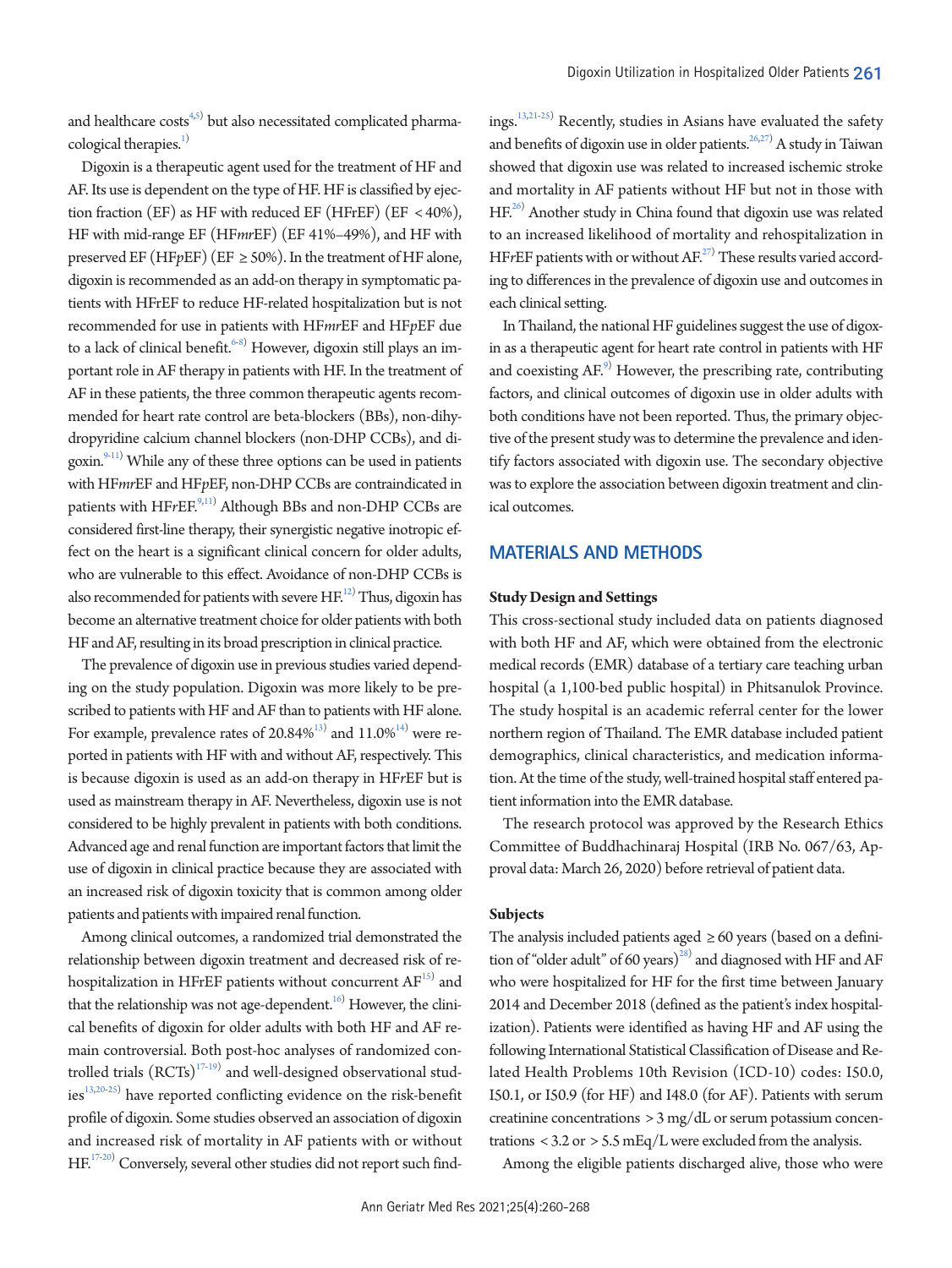and healthcare costs[4,5] but also necessitated complicated pharmacological therapies.[1]

Digoxin is a therapeutic agent used for the treatment of HF and AF. Its use is dependent on the type of HF. HF is classified by ejection fraction (EF) as HF with reduced EF (HFrEF) (EF < 40%), HF with mid-range EF (HF*mr*EF) (EF 41%–49%), and HF with preserved EF (HF*p*EF) (EF ≥ 50%). In the treatment of HF alone, digoxin is recommended as an add-on therapy in symptomatic patients with HFrEF to reduce HF-related hospitalization but is not recommended for use in patients with HF*mr*EF and HF*p*EF due to a lack of clinical benefit.[6-8] However, digoxin still plays an important role in AF therapy in patients with HF. In the treatment of AF in these patients, the three common therapeutic agents recommended for heart rate control are beta-blockers (BBs), non-dihydropyridine calcium channel blockers (non-DHP CCBs), and digoxin.[9-11] While any of these three options can be used in patients with HF*mr*EF and HF*p*EF, non-DHP CCBs are contraindicated in patients with HF*r*EF.[9,11] Although BBs and non-DHP CCBs are considered first-line therapy, their synergistic negative inotropic effect on the heart is a significant clinical concern for older adults, who are vulnerable to this effect. Avoidance of non-DHP CCBs is also recommended for patients with severe HF.[12] Thus, digoxin has become an alternative treatment choice for older patients with both HF and AF, resulting in its broad prescription in clinical practice.

The prevalence of digoxin use in previous studies varied depending on the study population. Digoxin was more likely to be prescribed to patients with HF and AF than to patients with HF alone. For example, prevalence rates of 20.84%[13] and 11.0%[14] were reported in patients with HF with and without AF, respectively. This is because digoxin is used as an add-on therapy in HF*r*EF but is used as mainstream therapy in AF. Nevertheless, digoxin use is not considered to be highly prevalent in patients with both conditions. Advanced age and renal function are important factors that limit the use of digoxin in clinical practice because they are associated with an increased risk of digoxin toxicity that is common among older patients and patients with impaired renal function.

Among clinical outcomes, a randomized trial demonstrated the relationship between digoxin treatment and decreased risk of rehospitalization in HFrEF patients without concurrent AF[15] and that the relationship was not age-dependent.[16] However, the clinical benefits of digoxin for older adults with both HF and AF remain controversial. Both post-hoc analyses of randomized controlled trials (RCTs)[17-19] and well-designed observational studies[13,20-25] have reported conflicting evidence on the risk-benefit profile of digoxin. Some studies observed an association of digoxin and increased risk of mortality in AF patients with or without HF.[17-20] Conversely, several other studies did not report such findings.[13,21-25] Recently, studies in Asians have evaluated the safety and benefits of digoxin use in older patients.[26,27] A study in Taiwan showed that digoxin use was related to increased ischemic stroke and mortality in AF patients without HF but not in those with HF.[26] Another study in China found that digoxin use was related to an increased likelihood of mortality and rehospitalization in HF*r*EF patients with or without AF.[27] These results varied according to differences in the prevalence of digoxin use and outcomes in each clinical setting.

In Thailand, the national HF guidelines suggest the use of digoxin as a therapeutic agent for heart rate control in patients with HF and coexisting AF.[9] However, the prescribing rate, contributing factors, and clinical outcomes of digoxin use in older adults with both conditions have not been reported. Thus, the primary objective of the present study was to determine the prevalence and identify factors associated with digoxin use. The secondary objective was to explore the association between digoxin treatment and clinical outcomes.

## MATERIALS AND METHODS

### Study Design and Settings

This cross-sectional study included data on patients diagnosed with both HF and AF, which were obtained from the electronic medical records (EMR) database of a tertiary care teaching urban hospital (a 1,100-bed public hospital) in Phitsanulok Province. The study hospital is an academic referral center for the lower northern region of Thailand. The EMR database included patient demographics, clinical characteristics, and medication information. At the time of the study, well-trained hospital staff entered patient information into the EMR database.

The research protocol was approved by the Research Ethics Committee of Buddhachinaraj Hospital (IRB No. 067/63, Approval data: March 26, 2020) before retrieval of patient data.

### Subjects

The analysis included patients aged ≥ 60 years (based on a definition of "older adult" of 60 years)[28] and diagnosed with HF and AF who were hospitalized for HF for the first time between January 2014 and December 2018 (defined as the patient's index hospitalization). Patients were identified as having HF and AF using the following International Statistical Classification of Disease and Related Health Problems 10th Revision (ICD-10) codes: I50.0, I50.1, or I50.9 (for HF) and I48.0 (for AF). Patients with serum creatinine concentrations > 3 mg/dL or serum potassium concentrations < 3.2 or > 5.5 mEq/L were excluded from the analysis.

Among the eligible patients discharged alive, those who were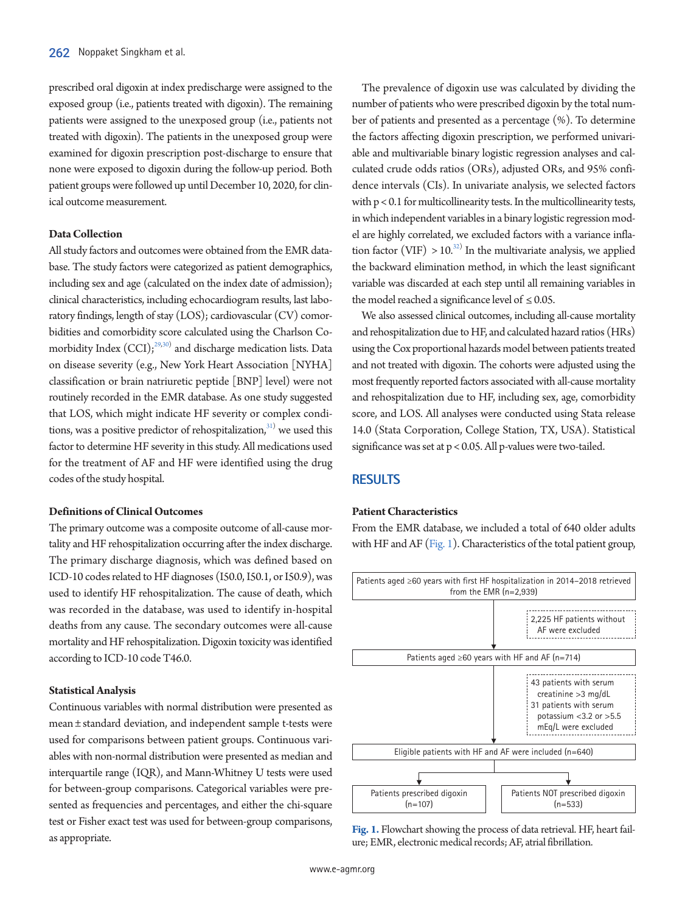prescribed oral digoxin at index predischarge were assigned to the exposed group (i.e., patients treated with digoxin). The remaining patients were assigned to the unexposed group (i.e., patients not treated with digoxin). The patients in the unexposed group were examined for digoxin prescription post-discharge to ensure that none were exposed to digoxin during the follow-up period. Both patient groups were followed up until December 10, 2020, for clinical outcome measurement.

### Data Collection

All study factors and outcomes were obtained from the EMR database. The study factors were categorized as patient demographics, including sex and age (calculated on the index date of admission); clinical characteristics, including echocardiogram results, last laboratory findings, length of stay (LOS); cardiovascular (CV) comorbidities and comorbidity score calculated using the Charlson Comorbidity Index (CCI);[29,30] and discharge medication lists. Data on disease severity (e.g., New York Heart Association [NYHA] classification or brain natriuretic peptide [BNP] level) were not routinely recorded in the EMR database. As one study suggested that LOS, which might indicate HF severity or complex conditions, was a positive predictor of rehospitalization,[31] we used this factor to determine HF severity in this study. All medications used for the treatment of AF and HF were identified using the drug codes of the study hospital.

### Definitions of Clinical Outcomes

The primary outcome was a composite outcome of all-cause mortality and HF rehospitalization occurring after the index discharge. The primary discharge diagnosis, which was defined based on ICD-10 codes related to HF diagnoses (I50.0, I50.1, or I50.9), was used to identify HF rehospitalization. The cause of death, which was recorded in the database, was used to identify in-hospital deaths from any cause. The secondary outcomes were all-cause mortality and HF rehospitalization. Digoxin toxicity was identified according to ICD-10 code T46.0.

### Statistical Analysis

Continuous variables with normal distribution were presented as mean ± standard deviation, and independent sample t-tests were used for comparisons between patient groups. Continuous variables with non-normal distribution were presented as median and interquartile range (IQR), and Mann-Whitney U tests were used for between-group comparisons. Categorical variables were presented as frequencies and percentages, and either the chi-square test or Fisher exact test was used for between-group comparisons, as appropriate.

The prevalence of digoxin use was calculated by dividing the number of patients who were prescribed digoxin by the total number of patients and presented as a percentage (%). To determine the factors affecting digoxin prescription, we performed univariable and multivariable binary logistic regression analyses and calculated crude odds ratios (ORs), adjusted ORs, and 95% confidence intervals (CIs). In univariate analysis, we selected factors with $p < 0.1$ for multicollinearity tests. In the multicollinearity tests, in which independent variables in a binary logistic regression model are highly correlated, we excluded factors with a variance inflation factor (VIF) $> 10$.[32] In the multivariate analysis, we applied the backward elimination method, in which the least significant variable was discarded at each step until all remaining variables in the model reached a significance level of $\leq 0.05$.

We also assessed clinical outcomes, including all-cause mortality and rehospitalization due to HF, and calculated hazard ratios (HRs) using the Cox proportional hazards model between patients treated and not treated with digoxin. The cohorts were adjusted using the most frequently reported factors associated with all-cause mortality and rehospitalization due to HF, including sex, age, comorbidity score, and LOS. All analyses were conducted using Stata release 14.0 (Stata Corporation, College Station, TX, USA). Statistical significance was set at $p < 0.05$. All p-values were two-tailed.

## RESULTS

### Patient Characteristics

From the EMR database, we included a total of 640 older adults with HF and AF (Fig. 1). Characteristics of the total patient group,

Patients aged ≥60 years with first HF hospitalization in 2014–2018 retrieved from the EMR (n=2,939)

→ 2,225 HF patients without AF were excluded

Patients aged ≥60 years with HF and AF (n=714)

→ 43 patients with serum creatinine >3 mg/dL; 31 patients with serum potassium <3.2 or >5.5 mEq/L were excluded

Eligible patients with HF and AF were included (n=640)

→ Patients prescribed digoxin (n=107) | Patients NOT prescribed digoxin (n=533)

**Fig. 1.** Flowchart showing the process of data retrieval. HF, heart failure; EMR, electronic medical records; AF, atrial fibrillation.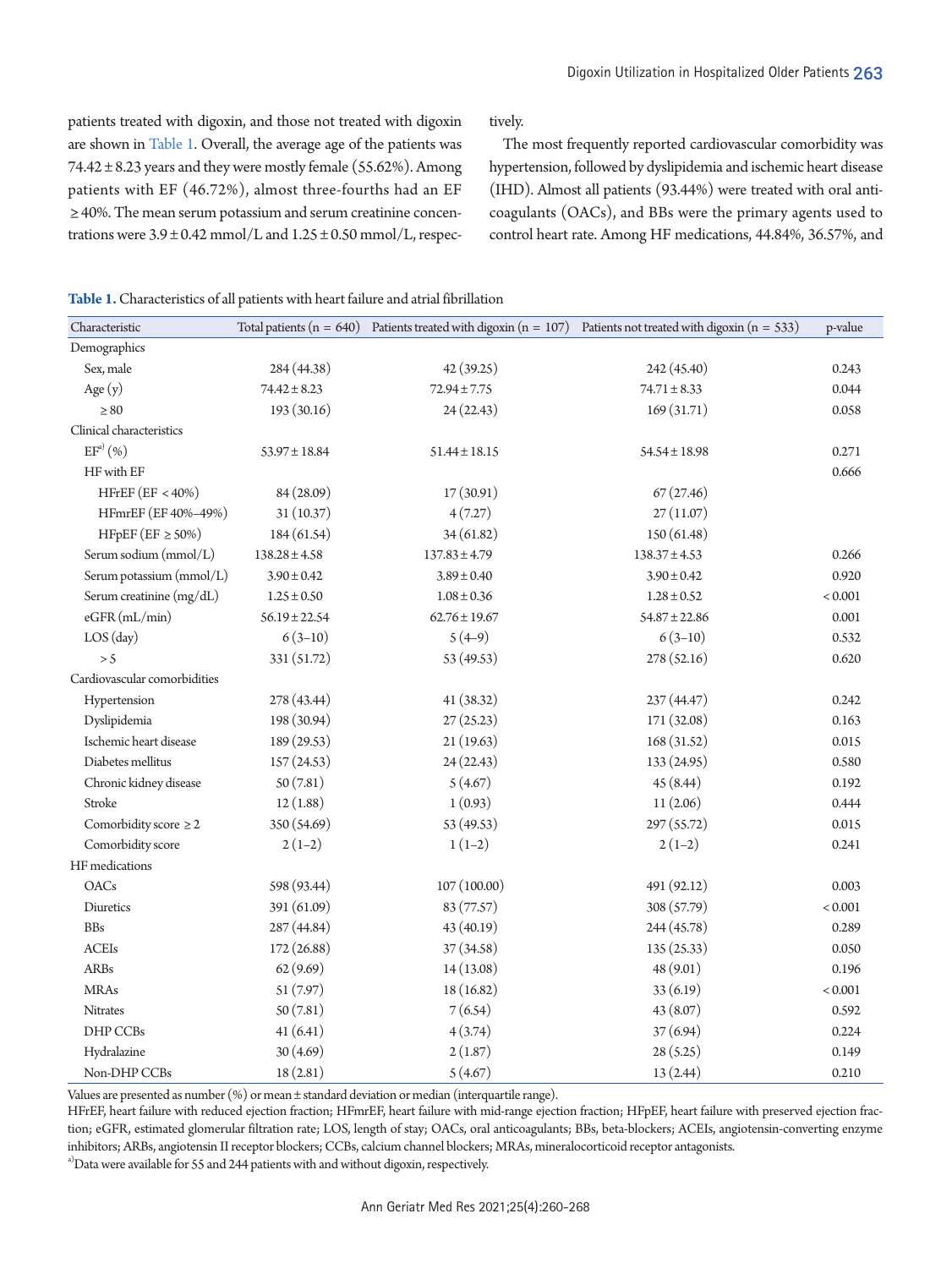patients treated with digoxin, and those not treated with digoxin are shown in Table 1. Overall, the average age of the patients was 74.42 ± 8.23 years and they were mostly female (55.62%). Among patients with EF (46.72%), almost three-fourths had an EF ≥ 40%. The mean serum potassium and serum creatinine concentrations were 3.9 ± 0.42 mmol/L and 1.25 ± 0.50 mmol/L, respectively.

The most frequently reported cardiovascular comorbidity was hypertension, followed by dyslipidemia and ischemic heart disease (IHD). Almost all patients (93.44%) were treated with oral anticoagulants (OACs), and BBs were the primary agents used to control heart rate. Among HF medications, 44.84%, 36.57%, and

**Table 1.** Characteristics of all patients with heart failure and atrial fibrillation

| Characteristic | Total patients (n = 640) | Patients treated with digoxin (n = 107) | Patients not treated with digoxin (n = 533) | p-value |
|---|---|---|---|---|
| Demographics | | | | |
| Sex, male | 284 (44.38) | 42 (39.25) | 242 (45.40) | 0.243 |
| Age (y) | 74.42 ± 8.23 | 72.94 ± 7.75 | 74.71 ± 8.33 | 0.044 |
| ≥ 80 | 193 (30.16) | 24 (22.43) | 169 (31.71) | 0.058 |
| Clinical characteristics | | | | |
| EF[a] (%) | 53.97 ± 18.84 | 51.44 ± 18.15 | 54.54 ± 18.98 | 0.271 |
| HF with EF | | | | 0.666 |
| HFrEF (EF < 40%) | 84 (28.09) | 17 (30.91) | 67 (27.46) | |
| HFmrEF (EF 40%–49%) | 31 (10.37) | 4 (7.27) | 27 (11.07) | |
| HFpEF (EF ≥ 50%) | 184 (61.54) | 34 (61.82) | 150 (61.48) | |
| Serum sodium (mmol/L) | 138.28 ± 4.58 | 137.83 ± 4.79 | 138.37 ± 4.53 | 0.266 |
| Serum potassium (mmol/L) | 3.90 ± 0.42 | 3.89 ± 0.40 | 3.90 ± 0.42 | 0.920 |
| Serum creatinine (mg/dL) | 1.25 ± 0.50 | 1.08 ± 0.36 | 1.28 ± 0.52 | < 0.001 |
| eGFR (mL/min) | 56.19 ± 22.54 | 62.76 ± 19.67 | 54.87 ± 22.86 | 0.001 |
| LOS (day) | 6 (3–10) | 5 (4–9) | 6 (3–10) | 0.532 |
| > 5 | 331 (51.72) | 53 (49.53) | 278 (52.16) | 0.620 |
| Cardiovascular comorbidities | | | | |
| Hypertension | 278 (43.44) | 41 (38.32) | 237 (44.47) | 0.242 |
| Dyslipidemia | 198 (30.94) | 27 (25.23) | 171 (32.08) | 0.163 |
| Ischemic heart disease | 189 (29.53) | 21 (19.63) | 168 (31.52) | 0.015 |
| Diabetes mellitus | 157 (24.53) | 24 (22.43) | 133 (24.95) | 0.580 |
| Chronic kidney disease | 50 (7.81) | 5 (4.67) | 45 (8.44) | 0.192 |
| Stroke | 12 (1.88) | 1 (0.93) | 11 (2.06) | 0.444 |
| Comorbidity score ≥ 2 | 350 (54.69) | 53 (49.53) | 297 (55.72) | 0.015 |
| Comorbidity score | 2 (1–2) | 1 (1–2) | 2 (1–2) | 0.241 |
| HF medications | | | | |
| OACs | 598 (93.44) | 107 (100.00) | 491 (92.12) | 0.003 |
| Diuretics | 391 (61.09) | 83 (77.57) | 308 (57.79) | < 0.001 |
| BBs | 287 (44.84) | 43 (40.19) | 244 (45.78) | 0.289 |
| ACEIs | 172 (26.88) | 37 (34.58) | 135 (25.33) | 0.050 |
| ARBs | 62 (9.69) | 14 (13.08) | 48 (9.01) | 0.196 |
| MRAs | 51 (7.97) | 18 (16.82) | 33 (6.19) | < 0.001 |
| Nitrates | 50 (7.81) | 7 (6.54) | 43 (8.07) | 0.592 |
| DHP CCBs | 41 (6.41) | 4 (3.74) | 37 (6.94) | 0.224 |
| Hydralazine | 30 (4.69) | 2 (1.87) | 28 (5.25) | 0.149 |
| Non-DHP CCBs | 18 (2.81) | 5 (4.67) | 13 (2.44) | 0.210 |

Values are presented as number (%) or mean ± standard deviation or median (interquartile range).
HFrEF, heart failure with reduced ejection fraction; HFmrEF, heart failure with mid-range ejection fraction; HFpEF, heart failure with preserved ejection fraction; eGFR, estimated glomerular filtration rate; LOS, length of stay; OACs, oral anticoagulants; BBs, beta-blockers; ACEIs, angiotensin-converting enzyme inhibitors; ARBs, angiotensin II receptor blockers; CCBs, calcium channel blockers; MRAs, mineralocorticoid receptor antagonists.
[a]Data were available for 55 and 244 patients with and without digoxin, respectively.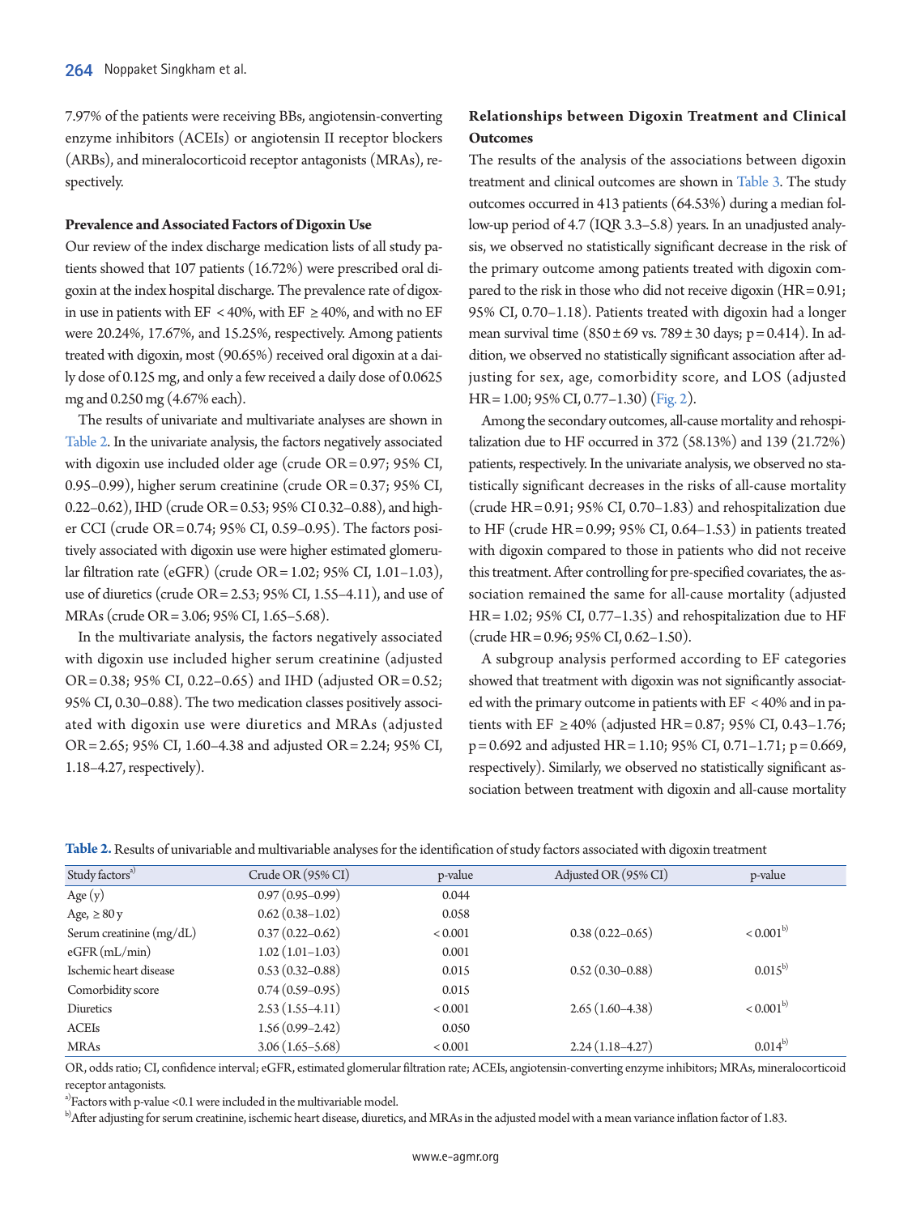7.97% of the patients were receiving BBs, angiotensin-converting enzyme inhibitors (ACEIs) or angiotensin II receptor blockers (ARBs), and mineralocorticoid receptor antagonists (MRAs), respectively.

**Prevalence and Associated Factors of Digoxin Use**

Our review of the index discharge medication lists of all study patients showed that 107 patients (16.72%) were prescribed oral digoxin at the index hospital discharge. The prevalence rate of digoxin use in patients with EF < 40%, with EF ≥ 40%, and with no EF were 20.24%, 17.67%, and 15.25%, respectively. Among patients treated with digoxin, most (90.65%) received oral digoxin at a daily dose of 0.125 mg, and only a few received a daily dose of 0.0625 mg and 0.250 mg (4.67% each).

The results of univariate and multivariate analyses are shown in Table 2. In the univariate analysis, the factors negatively associated with digoxin use included older age (crude OR = 0.97; 95% CI, 0.95–0.99), higher serum creatinine (crude OR = 0.37; 95% CI, 0.22–0.62), IHD (crude OR = 0.53; 95% CI 0.32–0.88), and higher CCI (crude OR = 0.74; 95% CI, 0.59–0.95). The factors positively associated with digoxin use were higher estimated glomerular filtration rate (eGFR) (crude OR = 1.02; 95% CI, 1.01–1.03), use of diuretics (crude OR = 2.53; 95% CI, 1.55–4.11), and use of MRAs (crude OR = 3.06; 95% CI, 1.65–5.68).

In the multivariate analysis, the factors negatively associated with digoxin use included higher serum creatinine (adjusted OR = 0.38; 95% CI, 0.22–0.65) and IHD (adjusted OR = 0.52; 95% CI, 0.30–0.88). The two medication classes positively associated with digoxin use were diuretics and MRAs (adjusted OR = 2.65; 95% CI, 1.60–4.38 and adjusted OR = 2.24; 95% CI, 1.18–4.27, respectively).

**Relationships between Digoxin Treatment and Clinical Outcomes**

The results of the analysis of the associations between digoxin treatment and clinical outcomes are shown in Table 3. The study outcomes occurred in 413 patients (64.53%) during a median follow-up period of 4.7 (IQR 3.3–5.8) years. In an unadjusted analysis, we observed no statistically significant decrease in the risk of the primary outcome among patients treated with digoxin compared to the risk in those who did not receive digoxin (HR = 0.91; 95% CI, 0.70–1.18). Patients treated with digoxin had a longer mean survival time (850 ± 69 vs. 789 ± 30 days; p = 0.414). In addition, we observed no statistically significant association after adjusting for sex, age, comorbidity score, and LOS (adjusted HR = 1.00; 95% CI, 0.77–1.30) (Fig. 2).

Among the secondary outcomes, all-cause mortality and rehospitalization due to HF occurred in 372 (58.13%) and 139 (21.72%) patients, respectively. In the univariate analysis, we observed no statistically significant decreases in the risks of all-cause mortality (crude HR = 0.91; 95% CI, 0.70–1.83) and rehospitalization due to HF (crude HR = 0.99; 95% CI, 0.64–1.53) in patients treated with digoxin compared to those in patients who did not receive this treatment. After controlling for pre-specified covariates, the association remained the same for all-cause mortality (adjusted HR = 1.02; 95% CI, 0.77–1.35) and rehospitalization due to HF (crude HR = 0.96; 95% CI, 0.62–1.50).

A subgroup analysis performed according to EF categories showed that treatment with digoxin was not significantly associated with the primary outcome in patients with EF < 40% and in patients with EF ≥ 40% (adjusted HR = 0.87; 95% CI, 0.43–1.76; p = 0.692 and adjusted HR = 1.10; 95% CI, 0.71–1.71; p = 0.669, respectively). Similarly, we observed no statistically significant association between treatment with digoxin and all-cause mortality

**Table 2.** Results of univariable and multivariable analyses for the identification of study factors associated with digoxin treatment

| Study factors[a] | Crude OR (95% CI) | p-value | Adjusted OR (95% CI) | p-value |
|---|---|---|---|---|
| Age (y) | 0.97 (0.95–0.99) | 0.044 | | |
| Age, ≥ 80 y | 0.62 (0.38–1.02) | 0.058 | | |
| Serum creatinine (mg/dL) | 0.37 (0.22–0.62) | < 0.001 | 0.38 (0.22–0.65) | < 0.001[b] |
| eGFR (mL/min) | 1.02 (1.01–1.03) | 0.001 | | |
| Ischemic heart disease | 0.53 (0.32–0.88) | 0.015 | 0.52 (0.30–0.88) | 0.015[b] |
| Comorbidity score | 0.74 (0.59–0.95) | 0.015 | | |
| Diuretics | 2.53 (1.55–4.11) | < 0.001 | 2.65 (1.60–4.38) | < 0.001[b] |
| ACEIs | 1.56 (0.99–2.42) | 0.050 | | |
| MRAs | 3.06 (1.65–5.68) | < 0.001 | 2.24 (1.18–4.27) | 0.014[b] |

OR, odds ratio; CI, confidence interval; eGFR, estimated glomerular filtration rate; ACEIs, angiotensin-converting enzyme inhibitors; MRAs, mineralocorticoid receptor antagonists.

[a]Factors with p-value <0.1 were included in the multivariable model.

[b]After adjusting for serum creatinine, ischemic heart disease, diuretics, and MRAs in the adjusted model with a mean variance inflation factor of 1.83.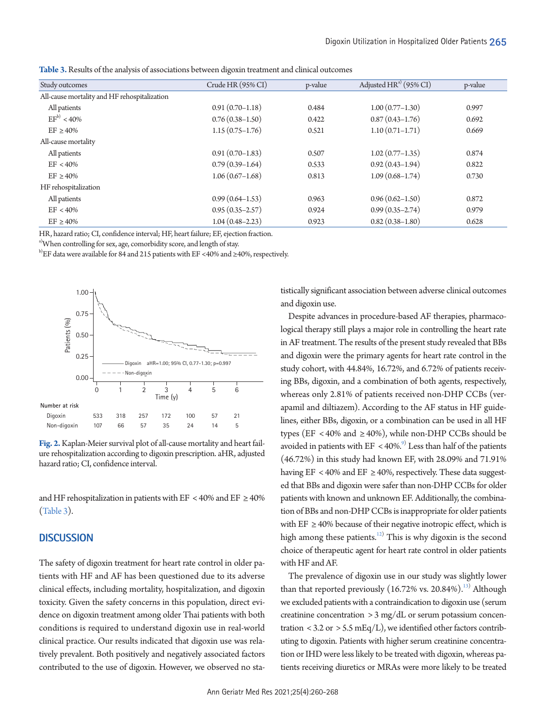**Table 3.** Results of the analysis of associations between digoxin treatment and clinical outcomes

| Study outcomes | Crude HR (95% CI) | p-value | Adjusted HR[a] (95% CI) | p-value |
|---|---|---|---|---|
| All-cause mortality and HF rehospitalization | | | | |
| All patients | 0.91 (0.70–1.18) | 0.484 | 1.00 (0.77–1.30) | 0.997 |
| EF[b] < 40% | 0.76 (0.38–1.50) | 0.422 | 0.87 (0.43–1.76) | 0.692 |
| EF ≥ 40% | 1.15 (0.75–1.76) | 0.521 | 1.10 (0.71–1.71) | 0.669 |
| All-cause mortality | | | | |
| All patients | 0.91 (0.70–1.83) | 0.507 | 1.02 (0.77–1.35) | 0.874 |
| EF < 40% | 0.79 (0.39–1.64) | 0.533 | 0.92 (0.43–1.94) | 0.822 |
| EF ≥ 40% | 1.06 (0.67–1.68) | 0.813 | 1.09 (0.68–1.74) | 0.730 |
| HF rehospitalization | | | | |
| All patients | 0.99 (0.64–1.53) | 0.963 | 0.96 (0.62–1.50) | 0.872 |
| EF < 40% | 0.95 (0.35–2.57) | 0.924 | 0.99 (0.35–2.74) | 0.979 |
| EF ≥ 40% | 1.04 (0.48–2.23) | 0.923 | 0.82 (0.38–1.80) | 0.628 |

HR, hazard ratio; CI, confidence interval; HF, heart failure; EF, ejection fraction.

[a]When controlling for sex, age, comorbidity score, and length of stay.

[b]EF data were available for 84 and 215 patients with EF <40% and ≥40%, respectively.

**Fig. 2.** Kaplan-Meier survival plot of all-cause mortality and heart failure rehospitalization according to digoxin prescription. aHR, adjusted hazard ratio; CI, confidence interval.

and HF rehospitalization in patients with EF < 40% and EF ≥ 40% (Table 3).

## DISCUSSION

The safety of digoxin treatment for heart rate control in older patients with HF and AF has been questioned due to its adverse clinical effects, including mortality, hospitalization, and digoxin toxicity. Given the safety concerns in this population, direct evidence on digoxin treatment among older Thai patients with both conditions is required to understand digoxin use in real-world clinical practice. Our results indicated that digoxin use was relatively prevalent. Both positively and negatively associated factors contributed to the use of digoxin. However, we observed no statistically significant association between adverse clinical outcomes and digoxin use.

Despite advances in procedure-based AF therapies, pharmacological therapy still plays a major role in controlling the heart rate in AF treatment. The results of the present study revealed that BBs and digoxin were the primary agents for heart rate control in the study cohort, with 44.84%, 16.72%, and 6.72% of patients receiving BBs, digoxin, and a combination of both agents, respectively, whereas only 2.81% of patients received non-DHP CCBs (verapamil and diltiazem). According to the AF status in HF guidelines, either BBs, digoxin, or a combination can be used in all HF types (EF < 40% and ≥ 40%), while non-DHP CCBs should be avoided in patients with EF < 40%.[9] Less than half of the patients (46.72%) in this study had known EF, with 28.09% and 71.91% having EF < 40% and EF ≥ 40%, respectively. These data suggested that BBs and digoxin were safer than non-DHP CCBs for older patients with known and unknown EF. Additionally, the combination of BBs and non-DHP CCBs is inappropriate for older patients with EF ≥ 40% because of their negative inotropic effect, which is high among these patients.[12] This is why digoxin is the second choice of therapeutic agent for heart rate control in older patients with HF and AF.

The prevalence of digoxin use in our study was slightly lower than that reported previously (16.72% vs. 20.84%).[13] Although we excluded patients with a contraindication to digoxin use (serum creatinine concentration > 3 mg/dL or serum potassium concentration < 3.2 or > 5.5 mEq/L), we identified other factors contributing to digoxin. Patients with higher serum creatinine concentration or IHD were less likely to be treated with digoxin, whereas patients receiving diuretics or MRAs were more likely to be treated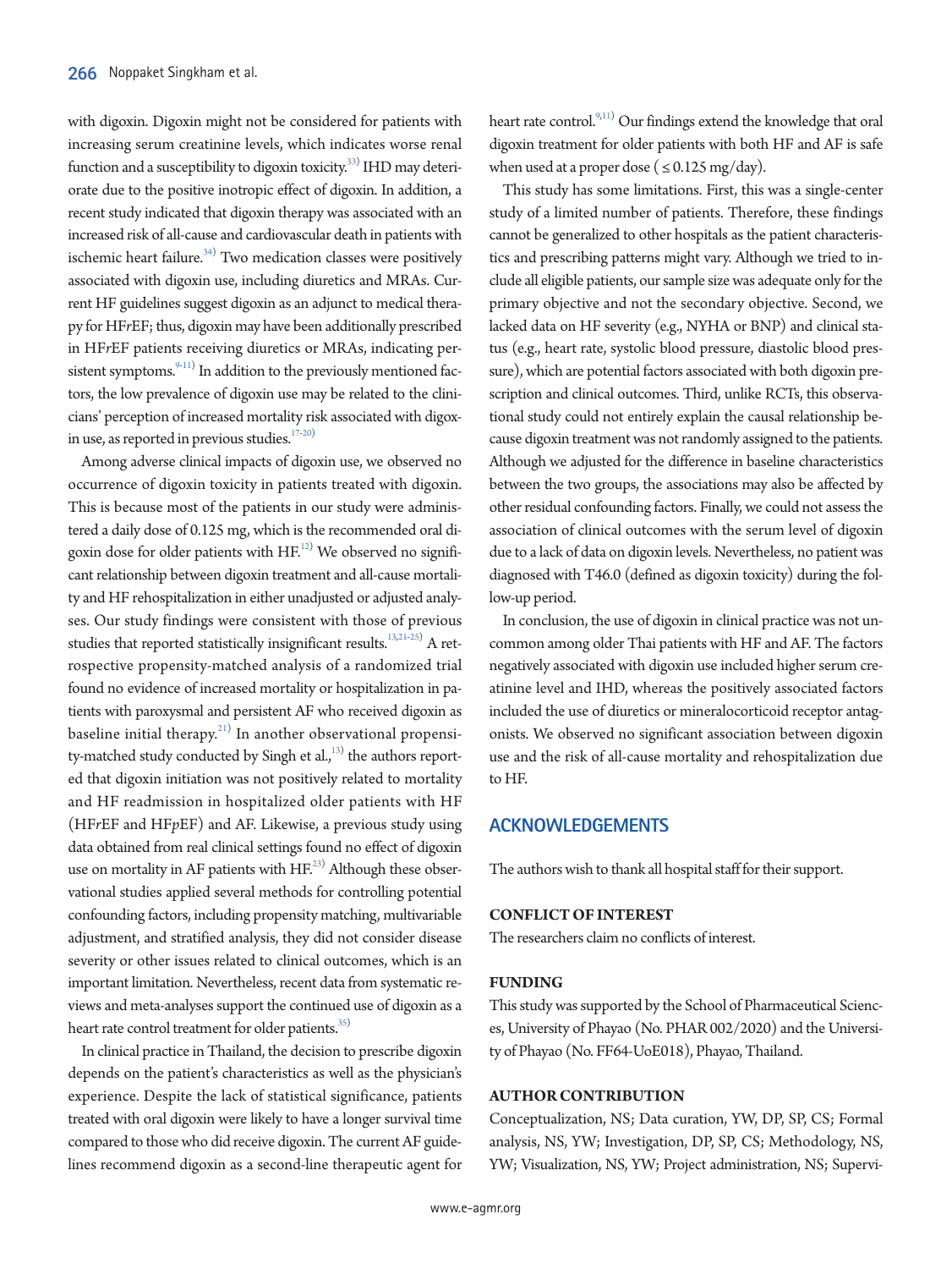with digoxin. Digoxin might not be considered for patients with increasing serum creatinine levels, which indicates worse renal function and a susceptibility to digoxin toxicity.[33] IHD may deteriorate due to the positive inotropic effect of digoxin. In addition, a recent study indicated that digoxin therapy was associated with an increased risk of all-cause and cardiovascular death in patients with ischemic heart failure.[34] Two medication classes were positively associated with digoxin use, including diuretics and MRAs. Current HF guidelines suggest digoxin as an adjunct to medical therapy for HF*r*EF; thus, digoxin may have been additionally prescribed in HF*r*EF patients receiving diuretics or MRAs, indicating persistent symptoms.[9-11] In addition to the previously mentioned factors, the low prevalence of digoxin use may be related to the clinicians' perception of increased mortality risk associated with digoxin use, as reported in previous studies.[17-20]

Among adverse clinical impacts of digoxin use, we observed no occurrence of digoxin toxicity in patients treated with digoxin. This is because most of the patients in our study were administered a daily dose of 0.125 mg, which is the recommended oral digoxin dose for older patients with HF.[12] We observed no significant relationship between digoxin treatment and all-cause mortality and HF rehospitalization in either unadjusted or adjusted analyses. Our study findings were consistent with those of previous studies that reported statistically insignificant results.[13,21-25] A retrospective propensity-matched analysis of a randomized trial found no evidence of increased mortality or hospitalization in patients with paroxysmal and persistent AF who received digoxin as baseline initial therapy.[21] In another observational propensity-matched study conducted by Singh et al.,[13] the authors reported that digoxin initiation was not positively related to mortality and HF readmission in hospitalized older patients with HF (HF*r*EF and HF*p*EF) and AF. Likewise, a previous study using data obtained from real clinical settings found no effect of digoxin use on mortality in AF patients with HF.[23] Although these observational studies applied several methods for controlling potential confounding factors, including propensity matching, multivariable adjustment, and stratified analysis, they did not consider disease severity or other issues related to clinical outcomes, which is an important limitation. Nevertheless, recent data from systematic reviews and meta-analyses support the continued use of digoxin as a heart rate control treatment for older patients.[35]

In clinical practice in Thailand, the decision to prescribe digoxin depends on the patient's characteristics as well as the physician's experience. Despite the lack of statistical significance, patients treated with oral digoxin were likely to have a longer survival time compared to those who did receive digoxin. The current AF guidelines recommend digoxin as a second-line therapeutic agent for heart rate control.[9,11] Our findings extend the knowledge that oral digoxin treatment for older patients with both HF and AF is safe when used at a proper dose ( ≤ 0.125 mg/day).

This study has some limitations. First, this was a single-center study of a limited number of patients. Therefore, these findings cannot be generalized to other hospitals as the patient characteristics and prescribing patterns might vary. Although we tried to include all eligible patients, our sample size was adequate only for the primary objective and not the secondary objective. Second, we lacked data on HF severity (e.g., NYHA or BNP) and clinical status (e.g., heart rate, systolic blood pressure, diastolic blood pressure), which are potential factors associated with both digoxin prescription and clinical outcomes. Third, unlike RCTs, this observational study could not entirely explain the causal relationship because digoxin treatment was not randomly assigned to the patients. Although we adjusted for the difference in baseline characteristics between the two groups, the associations may also be affected by other residual confounding factors. Finally, we could not assess the association of clinical outcomes with the serum level of digoxin due to a lack of data on digoxin levels. Nevertheless, no patient was diagnosed with T46.0 (defined as digoxin toxicity) during the follow-up period.

In conclusion, the use of digoxin in clinical practice was not uncommon among older Thai patients with HF and AF. The factors negatively associated with digoxin use included higher serum creatinine level and IHD, whereas the positively associated factors included the use of diuretics or mineralocorticoid receptor antagonists. We observed no significant association between digoxin use and the risk of all-cause mortality and rehospitalization due to HF.

## ACKNOWLEDGEMENTS

The authors wish to thank all hospital staff for their support.

### CONFLICT OF INTEREST

The researchers claim no conflicts of interest.

### FUNDING

This study was supported by the School of Pharmaceutical Sciences, University of Phayao (No. PHAR 002/2020) and the University of Phayao (No. FF64-UoE018), Phayao, Thailand.

### AUTHOR CONTRIBUTION

Conceptualization, NS; Data curation, YW, DP, SP, CS; Formal analysis, NS, YW; Investigation, DP, SP, CS; Methodology, NS, YW; Visualization, NS, YW; Project administration, NS; Supervi-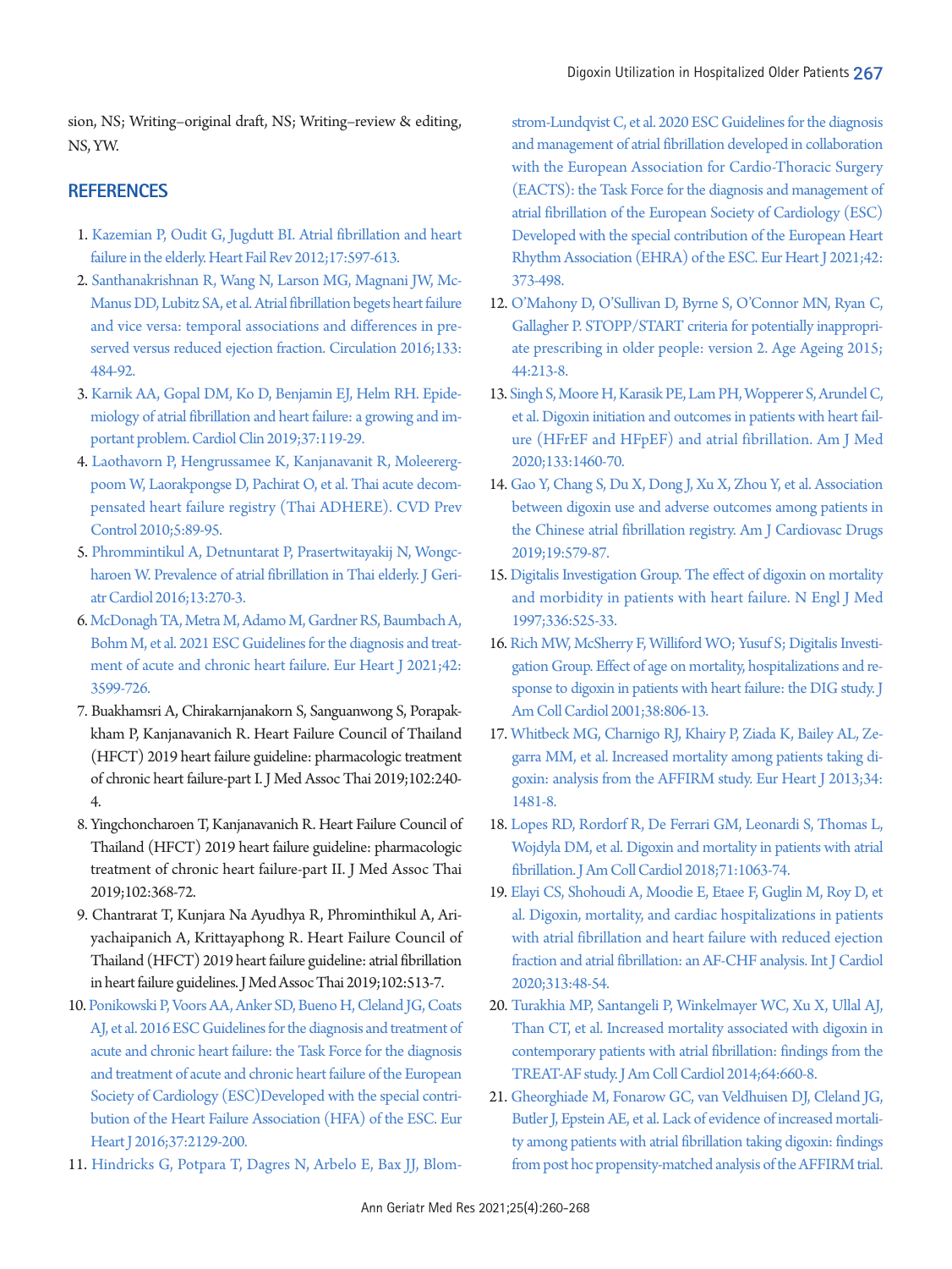sion, NS; Writing–original draft, NS; Writing–review & editing, NS, YW.

## REFERENCES

1. Kazemian P, Oudit G, Jugdutt BI. Atrial fibrillation and heart failure in the elderly. Heart Fail Rev 2012;17:597-613.
2. Santhanakrishnan R, Wang N, Larson MG, Magnani JW, McManus DD, Lubitz SA, et al. Atrial fibrillation begets heart failure and vice versa: temporal associations and differences in preserved versus reduced ejection fraction. Circulation 2016;133:484-92.
3. Karnik AA, Gopal DM, Ko D, Benjamin EJ, Helm RH. Epidemiology of atrial fibrillation and heart failure: a growing and important problem. Cardiol Clin 2019;37:119-29.
4. Laothavorn P, Hengrussamee K, Kanjanavanit R, Moleerergpoom W, Laorakpongse D, Pachirat O, et al. Thai acute decompensated heart failure registry (Thai ADHERE). CVD Prev Control 2010;5:89-95.
5. Phrommintikul A, Detnuntarat P, Prasertwitayakij N, Wongcharoen W. Prevalence of atrial fibrillation in Thai elderly. J Geriatr Cardiol 2016;13:270-3.
6. McDonagh TA, Metra M, Adamo M, Gardner RS, Baumbach A, Bohm M, et al. 2021 ESC Guidelines for the diagnosis and treatment of acute and chronic heart failure. Eur Heart J 2021;42:3599-726.
7. Buakhamsri A, Chirakarnjanakorn S, Sanguanwong S, Porapakkham P, Kanjanavanich R. Heart Failure Council of Thailand (HFCT) 2019 heart failure guideline: pharmacologic treatment of chronic heart failure-part I. J Med Assoc Thai 2019;102:240-4.
8. Yingchoncharoen T, Kanjanavanich R. Heart Failure Council of Thailand (HFCT) 2019 heart failure guideline: pharmacologic treatment of chronic heart failure-part II. J Med Assoc Thai 2019;102:368-72.
9. Chantrarat T, Kunjara Na Ayudhya R, Phrominthikul A, Ariyachaipanich A, Krittayaphong R. Heart Failure Council of Thailand (HFCT) 2019 heart failure guideline: atrial fibrillation in heart failure guidelines. J Med Assoc Thai 2019;102:513-7.
10. Ponikowski P, Voors AA, Anker SD, Bueno H, Cleland JG, Coats AJ, et al. 2016 ESC Guidelines for the diagnosis and treatment of acute and chronic heart failure: the Task Force for the diagnosis and treatment of acute and chronic heart failure of the European Society of Cardiology (ESC)Developed with the special contribution of the Heart Failure Association (HFA) of the ESC. Eur Heart J 2016;37:2129-200.
11. Hindricks G, Potpara T, Dagres N, Arbelo E, Bax JJ, Blomstrom-Lundqvist C, et al. 2020 ESC Guidelines for the diagnosis and management of atrial fibrillation developed in collaboration with the European Association for Cardio-Thoracic Surgery (EACTS): the Task Force for the diagnosis and management of atrial fibrillation of the European Society of Cardiology (ESC) Developed with the special contribution of the European Heart Rhythm Association (EHRA) of the ESC. Eur Heart J 2021;42:373-498.
12. O'Mahony D, O'Sullivan D, Byrne S, O'Connor MN, Ryan C, Gallagher P. STOPP/START criteria for potentially inappropriate prescribing in older people: version 2. Age Ageing 2015;44:213-8.
13. Singh S, Moore H, Karasik PE, Lam PH, Wopperer S, Arundel C, et al. Digoxin initiation and outcomes in patients with heart failure (HFrEF and HFpEF) and atrial fibrillation. Am J Med 2020;133:1460-70.
14. Gao Y, Chang S, Du X, Dong J, Xu X, Zhou Y, et al. Association between digoxin use and adverse outcomes among patients in the Chinese atrial fibrillation registry. Am J Cardiovasc Drugs 2019;19:579-87.
15. Digitalis Investigation Group. The effect of digoxin on mortality and morbidity in patients with heart failure. N Engl J Med 1997;336:525-33.
16. Rich MW, McSherry F, Williford WO; Yusuf S; Digitalis Investigation Group. Effect of age on mortality, hospitalizations and response to digoxin in patients with heart failure: the DIG study. J Am Coll Cardiol 2001;38:806-13.
17. Whitbeck MG, Charnigo RJ, Khairy P, Ziada K, Bailey AL, Zegarra MM, et al. Increased mortality among patients taking digoxin: analysis from the AFFIRM study. Eur Heart J 2013;34:1481-8.
18. Lopes RD, Rordorf R, De Ferrari GM, Leonardi S, Thomas L, Wojdyla DM, et al. Digoxin and mortality in patients with atrial fibrillation. J Am Coll Cardiol 2018;71:1063-74.
19. Elayi CS, Shohoudi A, Moodie E, Etaee F, Guglin M, Roy D, et al. Digoxin, mortality, and cardiac hospitalizations in patients with atrial fibrillation and heart failure with reduced ejection fraction and atrial fibrillation: an AF-CHF analysis. Int J Cardiol 2020;313:48-54.
20. Turakhia MP, Santangeli P, Winkelmayer WC, Xu X, Ullal AJ, Than CT, et al. Increased mortality associated with digoxin in contemporary patients with atrial fibrillation: findings from the TREAT-AF study. J Am Coll Cardiol 2014;64:660-8.
21. Gheorghiade M, Fonarow GC, van Veldhuisen DJ, Cleland JG, Butler J, Epstein AE, et al. Lack of evidence of increased mortality among patients with atrial fibrillation taking digoxin: findings from post hoc propensity-matched analysis of the AFFIRM trial.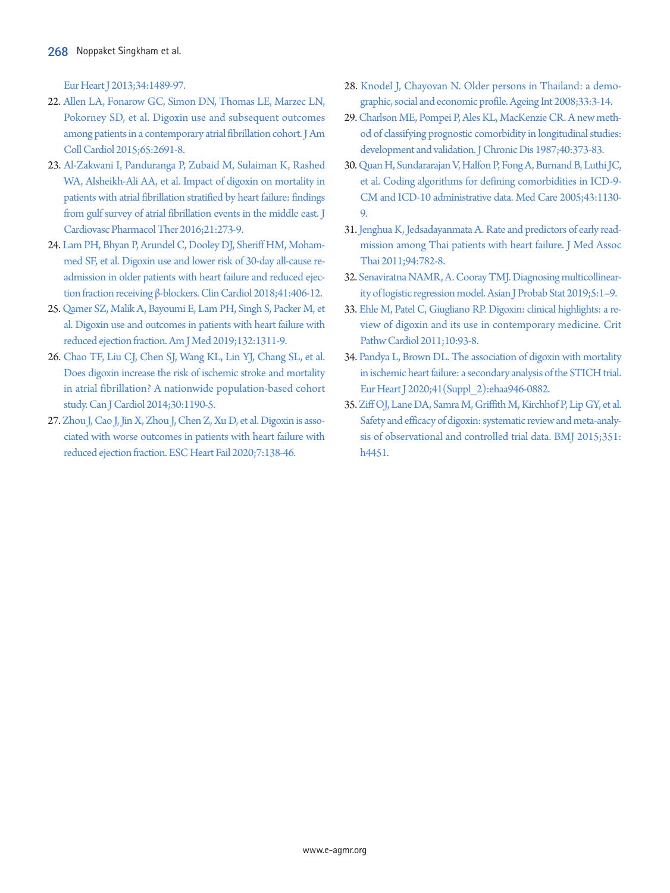Eur Heart J 2013;34:1489-97.

22. Allen LA, Fonarow GC, Simon DN, Thomas LE, Marzec LN, Pokorney SD, et al. Digoxin use and subsequent outcomes among patients in a contemporary atrial fibrillation cohort. J Am Coll Cardiol 2015;65:2691-8.
23. Al-Zakwani I, Panduranga P, Zubaid M, Sulaiman K, Rashed WA, Alsheikh-Ali AA, et al. Impact of digoxin on mortality in patients with atrial fibrillation stratified by heart failure: findings from gulf survey of atrial fibrillation events in the middle east. J Cardiovasc Pharmacol Ther 2016;21:273-9.
24. Lam PH, Bhyan P, Arundel C, Dooley DJ, Sheriff HM, Mohammed SF, et al. Digoxin use and lower risk of 30-day all-cause readmission in older patients with heart failure and reduced ejection fraction receiving β-blockers. Clin Cardiol 2018;41:406-12.
25. Qamer SZ, Malik A, Bayoumi E, Lam PH, Singh S, Packer M, et al. Digoxin use and outcomes in patients with heart failure with reduced ejection fraction. Am J Med 2019;132:1311-9.
26. Chao TF, Liu CJ, Chen SJ, Wang KL, Lin YJ, Chang SL, et al. Does digoxin increase the risk of ischemic stroke and mortality in atrial fibrillation? A nationwide population-based cohort study. Can J Cardiol 2014;30:1190-5.
27. Zhou J, Cao J, Jin X, Zhou J, Chen Z, Xu D, et al. Digoxin is associated with worse outcomes in patients with heart failure with reduced ejection fraction. ESC Heart Fail 2020;7:138-46.
28. Knodel J, Chayovan N. Older persons in Thailand: a demographic, social and economic profile. Ageing Int 2008;33:3-14.
29. Charlson ME, Pompei P, Ales KL, MacKenzie CR. A new method of classifying prognostic comorbidity in longitudinal studies: development and validation. J Chronic Dis 1987;40:373-83.
30. Quan H, Sundararajan V, Halfon P, Fong A, Burnand B, Luthi JC, et al. Coding algorithms for defining comorbidities in ICD-9-CM and ICD-10 administrative data. Med Care 2005;43:1130-9.
31. Jenghua K, Jedsadayanmata A. Rate and predictors of early readmission among Thai patients with heart failure. J Med Assoc Thai 2011;94:782-8.
32. Senaviratna NAMR, A. Cooray TMJ. Diagnosing multicollinearity of logistic regression model. Asian J Probab Stat 2019;5:1–9.
33. Ehle M, Patel C, Giugliano RP. Digoxin: clinical highlights: a review of digoxin and its use in contemporary medicine. Crit Pathw Cardiol 2011;10:93-8.
34. Pandya L, Brown DL. The association of digoxin with mortality in ischemic heart failure: a secondary analysis of the STICH trial. Eur Heart J 2020;41(Suppl_2):ehaa946-0882.
35. Ziff OJ, Lane DA, Samra M, Griffith M, Kirchhof P, Lip GY, et al. Safety and efficacy of digoxin: systematic review and meta-analysis of observational and controlled trial data. BMJ 2015;351:h4451.